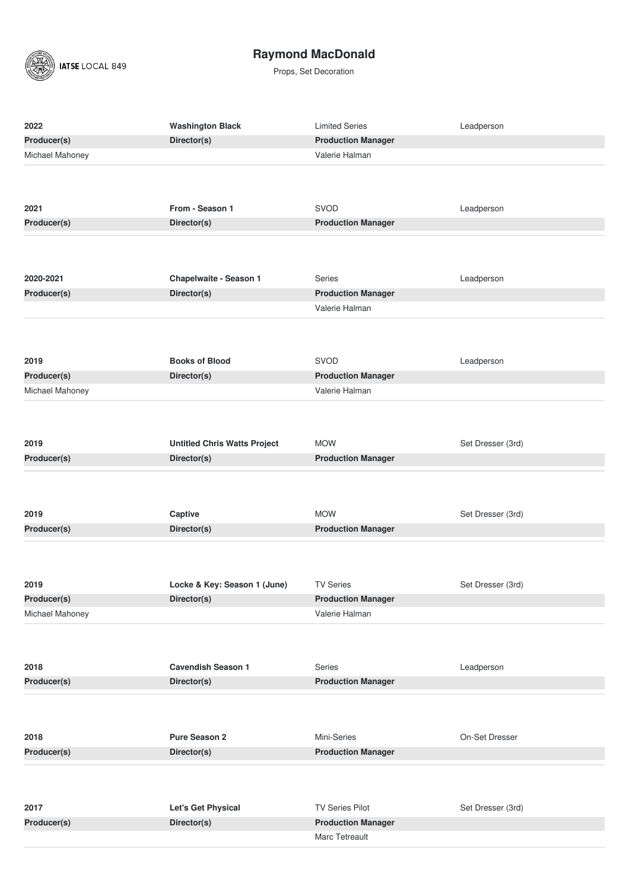IATSE LOCAL 849

# Raymond MacDonald

Props, Set Decoration

| 2022 | Washington Black | Limited Series | Leadperson |
|---|---|---|---|
| **Producer(s)** | **Director(s)** | **Production Manager** | |
| Michael Mahoney | | Valerie Halman | |

| 2021 | From - Season 1 | SVOD | Leadperson |
|---|---|---|---|
| **Producer(s)** | **Director(s)** | **Production Manager** | |

| 2020-2021 | Chapelwaite - Season 1 | Series | Leadperson |
|---|---|---|---|
| **Producer(s)** | **Director(s)** | **Production Manager** | |
| | | Valerie Halman | |

| 2019 | Books of Blood | SVOD | Leadperson |
|---|---|---|---|
| **Producer(s)** | **Director(s)** | **Production Manager** | |
| Michael Mahoney | | Valerie Halman | |

| 2019 | Untitled Chris Watts Project | MOW | Set Dresser (3rd) |
|---|---|---|---|
| **Producer(s)** | **Director(s)** | **Production Manager** | |

| 2019 | Captive | MOW | Set Dresser (3rd) |
|---|---|---|---|
| **Producer(s)** | **Director(s)** | **Production Manager** | |

| 2019 | Locke & Key: Season 1 (June) | TV Series | Set Dresser (3rd) |
|---|---|---|---|
| **Producer(s)** | **Director(s)** | **Production Manager** | |
| Michael Mahoney | | Valerie Halman | |

| 2018 | Cavendish Season 1 | Series | Leadperson |
|---|---|---|---|
| **Producer(s)** | **Director(s)** | **Production Manager** | |

| 2018 | Pure Season 2 | Mini-Series | On-Set Dresser |
|---|---|---|---|
| **Producer(s)** | **Director(s)** | **Production Manager** | |

| 2017 | Let's Get Physical | TV Series Pilot | Set Dresser (3rd) |
|---|---|---|---|
| **Producer(s)** | **Director(s)** | **Production Manager** | |
| | | Marc Tetreault | |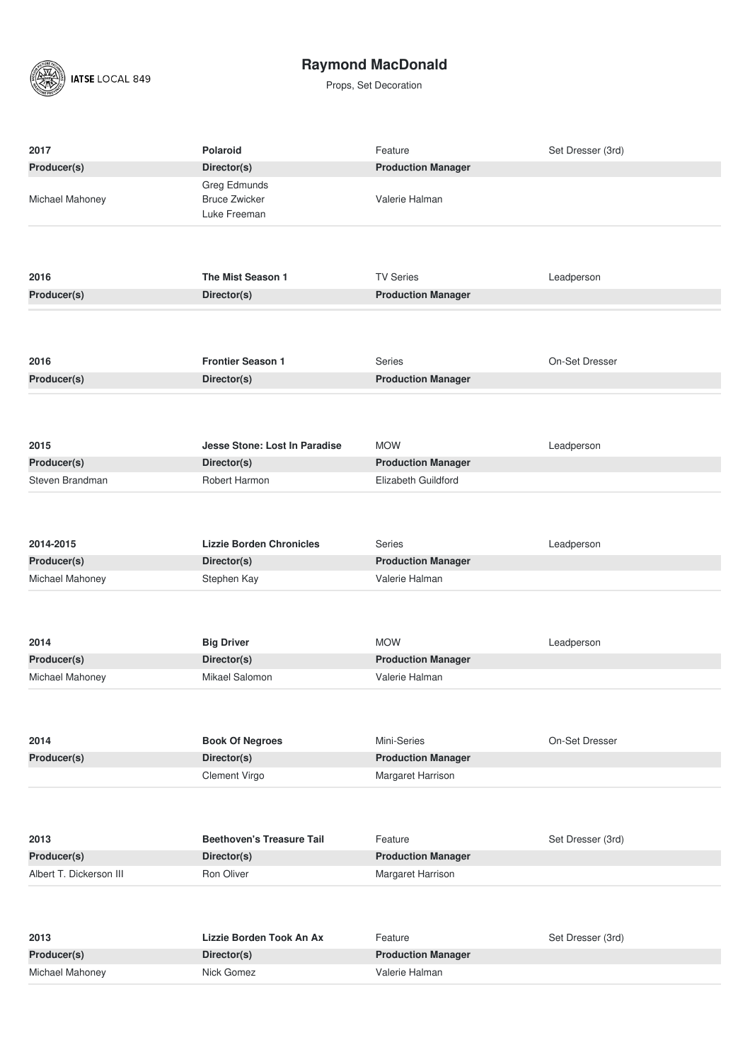# Raymond MacDonald

Props, Set Decoration

| 2017 | **Polaroid** | Feature | Set Dresser (3rd) |
|---|---|---|---|
| **Producer(s)** | **Director(s)** | **Production Manager** | |
| Michael Mahoney | Greg Edmunds<br>Bruce Zwicker<br>Luke Freeman | Valerie Halman | |

| 2016 | **The Mist Season 1** | TV Series | Leadperson |
|---|---|---|---|
| **Producer(s)** | **Director(s)** | **Production Manager** | |

| 2016 | **Frontier Season 1** | Series | On-Set Dresser |
|---|---|---|---|
| **Producer(s)** | **Director(s)** | **Production Manager** | |

| 2015 | **Jesse Stone: Lost In Paradise** | MOW | Leadperson |
|---|---|---|---|
| **Producer(s)** | **Director(s)** | **Production Manager** | |
| Steven Brandman | Robert Harmon | Elizabeth Guildford | |

| 2014-2015 | **Lizzie Borden Chronicles** | Series | Leadperson |
|---|---|---|---|
| **Producer(s)** | **Director(s)** | **Production Manager** | |
| Michael Mahoney | Stephen Kay | Valerie Halman | |

| 2014 | **Big Driver** | MOW | Leadperson |
|---|---|---|---|
| **Producer(s)** | **Director(s)** | **Production Manager** | |
| Michael Mahoney | Mikael Salomon | Valerie Halman | |

| 2014 | **Book Of Negroes** | Mini-Series | On-Set Dresser |
|---|---|---|---|
| **Producer(s)** | **Director(s)** | **Production Manager** | |
| | Clement Virgo | Margaret Harrison | |

| 2013 | **Beethoven's Treasure Tail** | Feature | Set Dresser (3rd) |
|---|---|---|---|
| **Producer(s)** | **Director(s)** | **Production Manager** | |
| Albert T. Dickerson III | Ron Oliver | Margaret Harrison | |

| 2013 | **Lizzie Borden Took An Ax** | Feature | Set Dresser (3rd) |
|---|---|---|---|
| **Producer(s)** | **Director(s)** | **Production Manager** | |
| Michael Mahoney | Nick Gomez | Valerie Halman | |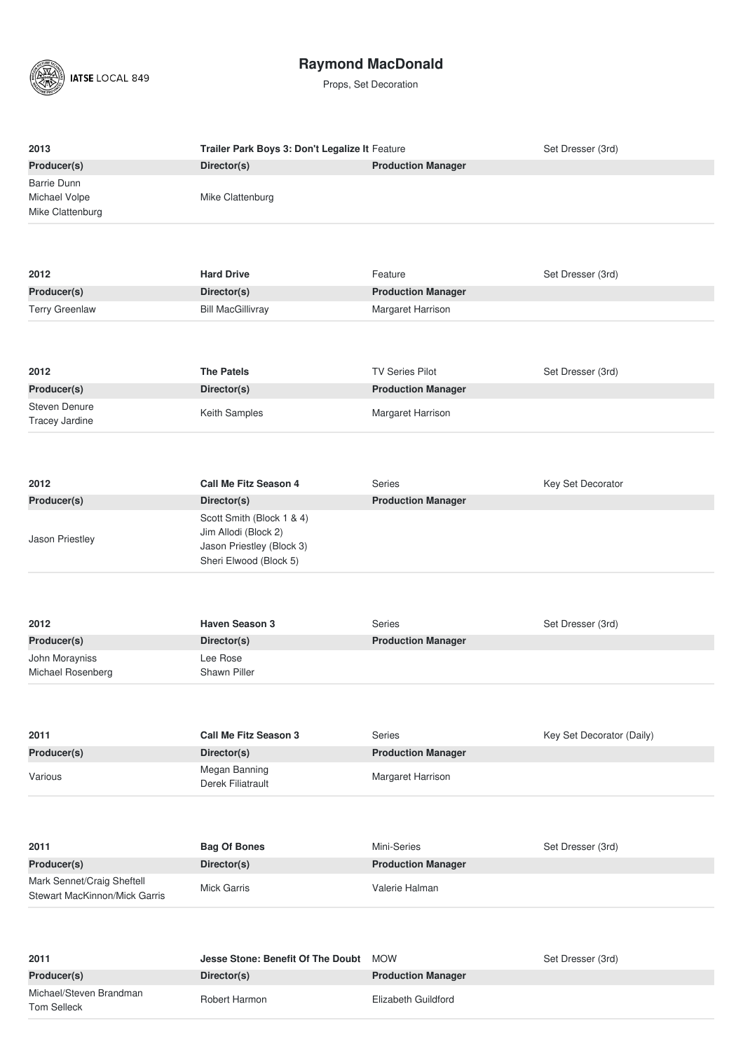# Raymond MacDonald

Props, Set Decoration

| 2013 | Trailer Park Boys 3: Don't Legalize It | Feature | Set Dresser (3rd) |
|---|---|---|---|
| **Producer(s)** | **Director(s)** | **Production Manager** | |
| Barrie Dunn<br>Michael Volpe<br>Mike Clattenburg | Mike Clattenburg | | |

| 2012 | Hard Drive | Feature | Set Dresser (3rd) |
|---|---|---|---|
| **Producer(s)** | **Director(s)** | **Production Manager** | |
| Terry Greenlaw | Bill MacGillivray | Margaret Harrison | |

| 2012 | The Patels | TV Series Pilot | Set Dresser (3rd) |
|---|---|---|---|
| **Producer(s)** | **Director(s)** | **Production Manager** | |
| Steven Denure<br>Tracey Jardine | Keith Samples | Margaret Harrison | |

| 2012 | Call Me Fitz Season 4 | Series | Key Set Decorator |
|---|---|---|---|
| **Producer(s)** | **Director(s)** | **Production Manager** | |
| Jason Priestley | Scott Smith (Block 1 & 4)<br>Jim Allodi (Block 2)<br>Jason Priestley (Block 3)<br>Sheri Elwood (Block 5) | | |

| 2012 | Haven Season 3 | Series | Set Dresser (3rd) |
|---|---|---|---|
| **Producer(s)** | **Director(s)** | **Production Manager** | |
| John Morayniss<br>Michael Rosenberg | Lee Rose<br>Shawn Piller | | |

| 2011 | Call Me Fitz Season 3 | Series | Key Set Decorator (Daily) |
|---|---|---|---|
| **Producer(s)** | **Director(s)** | **Production Manager** | |
| Various | Megan Banning<br>Derek Filiatrault | Margaret Harrison | |

| 2011 | Bag Of Bones | Mini-Series | Set Dresser (3rd) |
|---|---|---|---|
| **Producer(s)** | **Director(s)** | **Production Manager** | |
| Mark Sennet/Craig Sheftell<br>Stewart MacKinnon/Mick Garris | Mick Garris | Valerie Halman | |

| 2011 | Jesse Stone: Benefit Of The Doubt | MOW | Set Dresser (3rd) |
|---|---|---|---|
| **Producer(s)** | **Director(s)** | **Production Manager** | |
| Michael/Steven Brandman<br>Tom Selleck | Robert Harmon | Elizabeth Guildford | |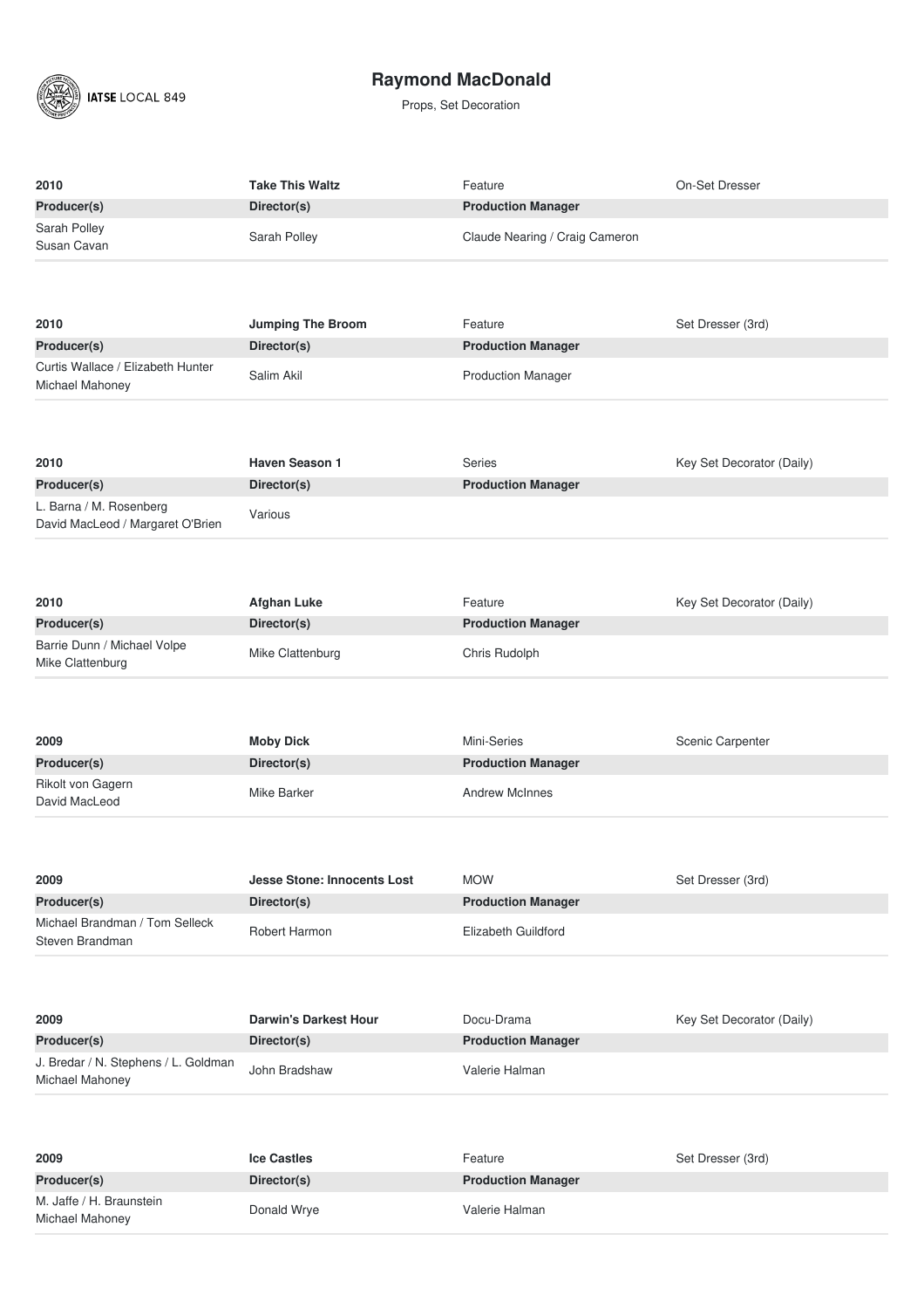# Raymond MacDonald

Props, Set Decoration

| 2010 | Take This Waltz | Feature | On-Set Dresser |
|---|---|---|---|
| **Producer(s)** | **Director(s)** | **Production Manager** | |
| Sarah Polley<br>Susan Cavan | Sarah Polley | Claude Nearing / Craig Cameron | |

| 2010 | Jumping The Broom | Feature | Set Dresser (3rd) |
|---|---|---|---|
| **Producer(s)** | **Director(s)** | **Production Manager** | |
| Curtis Wallace / Elizabeth Hunter<br>Michael Mahoney | Salim Akil | Production Manager | |

| 2010 | Haven Season 1 | Series | Key Set Decorator (Daily) |
|---|---|---|---|
| **Producer(s)** | **Director(s)** | **Production Manager** | |
| L. Barna / M. Rosenberg<br>David MacLeod / Margaret O'Brien | Various | | |

| 2010 | Afghan Luke | Feature | Key Set Decorator (Daily) |
|---|---|---|---|
| **Producer(s)** | **Director(s)** | **Production Manager** | |
| Barrie Dunn / Michael Volpe<br>Mike Clattenburg | Mike Clattenburg | Chris Rudolph | |

| 2009 | Moby Dick | Mini-Series | Scenic Carpenter |
|---|---|---|---|
| **Producer(s)** | **Director(s)** | **Production Manager** | |
| Rikolt von Gagern<br>David MacLeod | Mike Barker | Andrew McInnes | |

| 2009 | Jesse Stone: Innocents Lost | MOW | Set Dresser (3rd) |
|---|---|---|---|
| **Producer(s)** | **Director(s)** | **Production Manager** | |
| Michael Brandman / Tom Selleck<br>Steven Brandman | Robert Harmon | Elizabeth Guildford | |

| 2009 | Darwin's Darkest Hour | Docu-Drama | Key Set Decorator (Daily) |
|---|---|---|---|
| **Producer(s)** | **Director(s)** | **Production Manager** | |
| J. Bredar / N. Stephens / L. Goldman<br>Michael Mahoney | John Bradshaw | Valerie Halman | |

| 2009 | Ice Castles | Feature | Set Dresser (3rd) |
|---|---|---|---|
| **Producer(s)** | **Director(s)** | **Production Manager** | |
| M. Jaffe / H. Braunstein<br>Michael Mahoney | Donald Wrye | Valerie Halman | |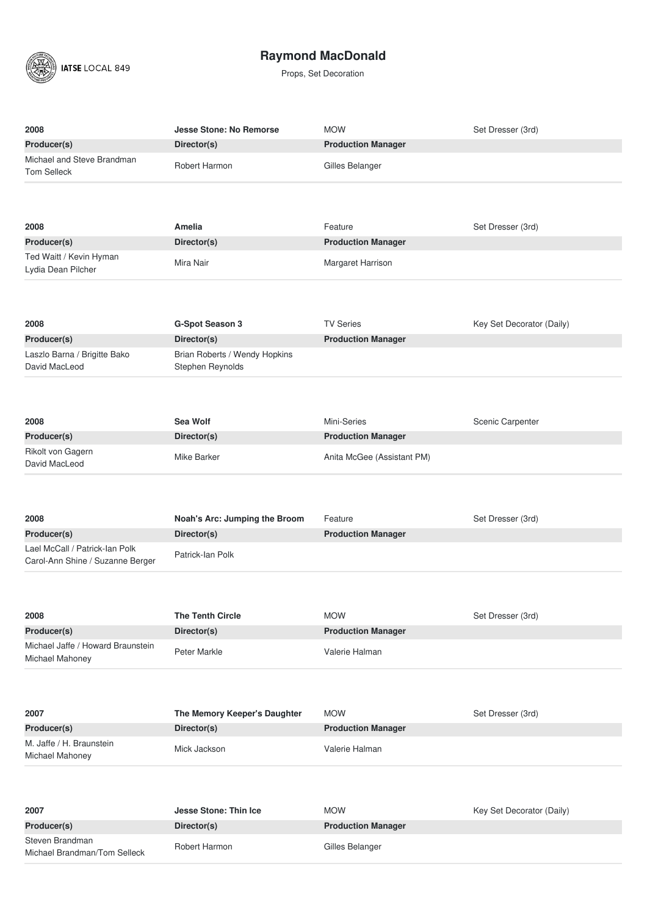# Raymond MacDonald

Props, Set Decoration

| 2008 | Jesse Stone: No Remorse | MOW | Set Dresser (3rd) |
|---|---|---|---|
| **Producer(s)** | **Director(s)** | **Production Manager** | |
| Michael and Steve Brandman<br>Tom Selleck | Robert Harmon | Gilles Belanger | |

| 2008 | Amelia | Feature | Set Dresser (3rd) |
|---|---|---|---|
| **Producer(s)** | **Director(s)** | **Production Manager** | |
| Ted Waitt / Kevin Hyman<br>Lydia Dean Pilcher | Mira Nair | Margaret Harrison | |

| 2008 | G-Spot Season 3 | TV Series | Key Set Decorator (Daily) |
|---|---|---|---|
| **Producer(s)** | **Director(s)** | **Production Manager** | |
| Laszlo Barna / Brigitte Bako<br>David MacLeod | Brian Roberts / Wendy Hopkins<br>Stephen Reynolds | | |

| 2008 | Sea Wolf | Mini-Series | Scenic Carpenter |
|---|---|---|---|
| **Producer(s)** | **Director(s)** | **Production Manager** | |
| Rikolt von Gagern<br>David MacLeod | Mike Barker | Anita McGee (Assistant PM) | |

| 2008 | Noah's Arc: Jumping the Broom | Feature | Set Dresser (3rd) |
|---|---|---|---|
| **Producer(s)** | **Director(s)** | **Production Manager** | |
| Lael McCall / Patrick-Ian Polk<br>Carol-Ann Shine / Suzanne Berger | Patrick-Ian Polk | | |

| 2008 | The Tenth Circle | MOW | Set Dresser (3rd) |
|---|---|---|---|
| **Producer(s)** | **Director(s)** | **Production Manager** | |
| Michael Jaffe / Howard Braunstein<br>Michael Mahoney | Peter Markle | Valerie Halman | |

| 2007 | The Memory Keeper's Daughter | MOW | Set Dresser (3rd) |
|---|---|---|---|
| **Producer(s)** | **Director(s)** | **Production Manager** | |
| M. Jaffe / H. Braunstein<br>Michael Mahoney | Mick Jackson | Valerie Halman | |

| 2007 | Jesse Stone: Thin Ice | MOW | Key Set Decorator (Daily) |
|---|---|---|---|
| **Producer(s)** | **Director(s)** | **Production Manager** | |
| Steven Brandman<br>Michael Brandman/Tom Selleck | Robert Harmon | Gilles Belanger | |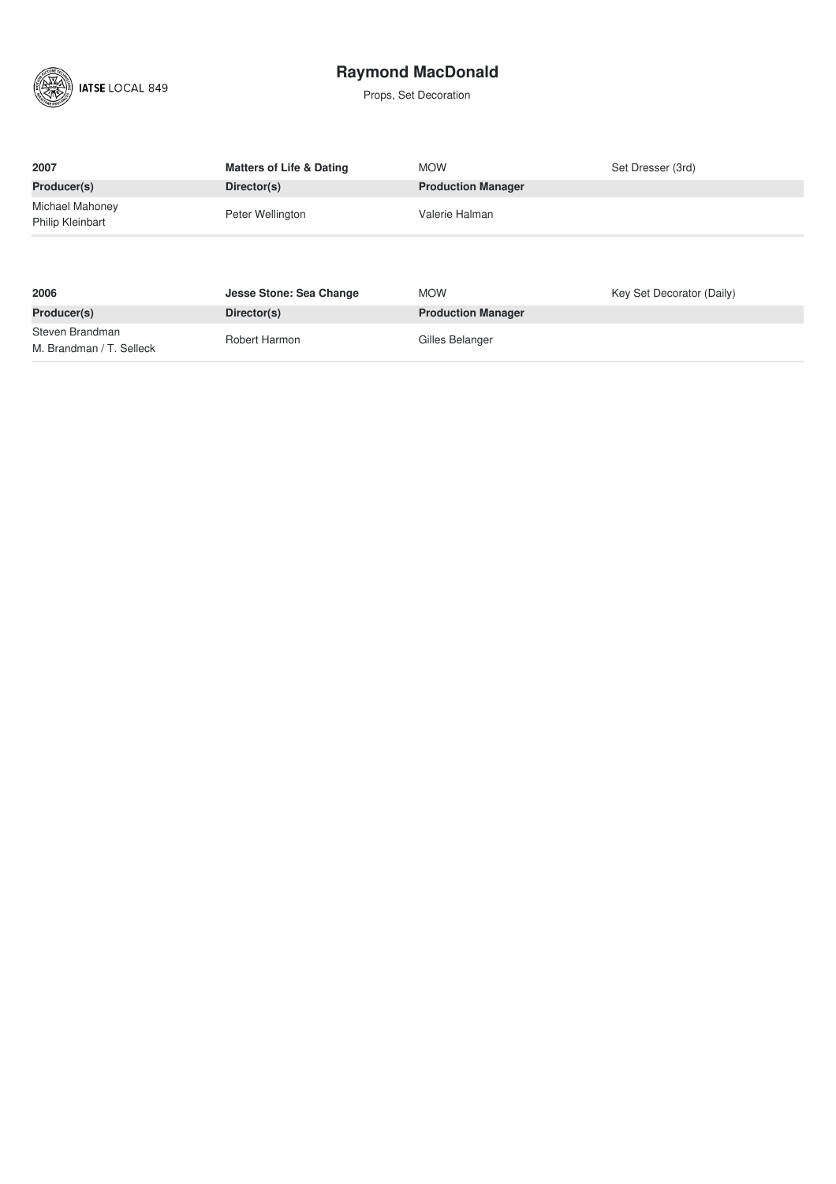# Raymond MacDonald

Props, Set Decoration

| 2007 | Matters of Life & Dating | MOW | Set Dresser (3rd) |
|---|---|---|---|
| **Producer(s)** | **Director(s)** | **Production Manager** | |
| Michael Mahoney<br>Philip Kleinbart | Peter Wellington | Valerie Halman | |

| 2006 | Jesse Stone: Sea Change | MOW | Key Set Decorator (Daily) |
|---|---|---|---|
| **Producer(s)** | **Director(s)** | **Production Manager** | |
| Steven Brandman<br>M. Brandman / T. Selleck | Robert Harmon | Gilles Belanger | |